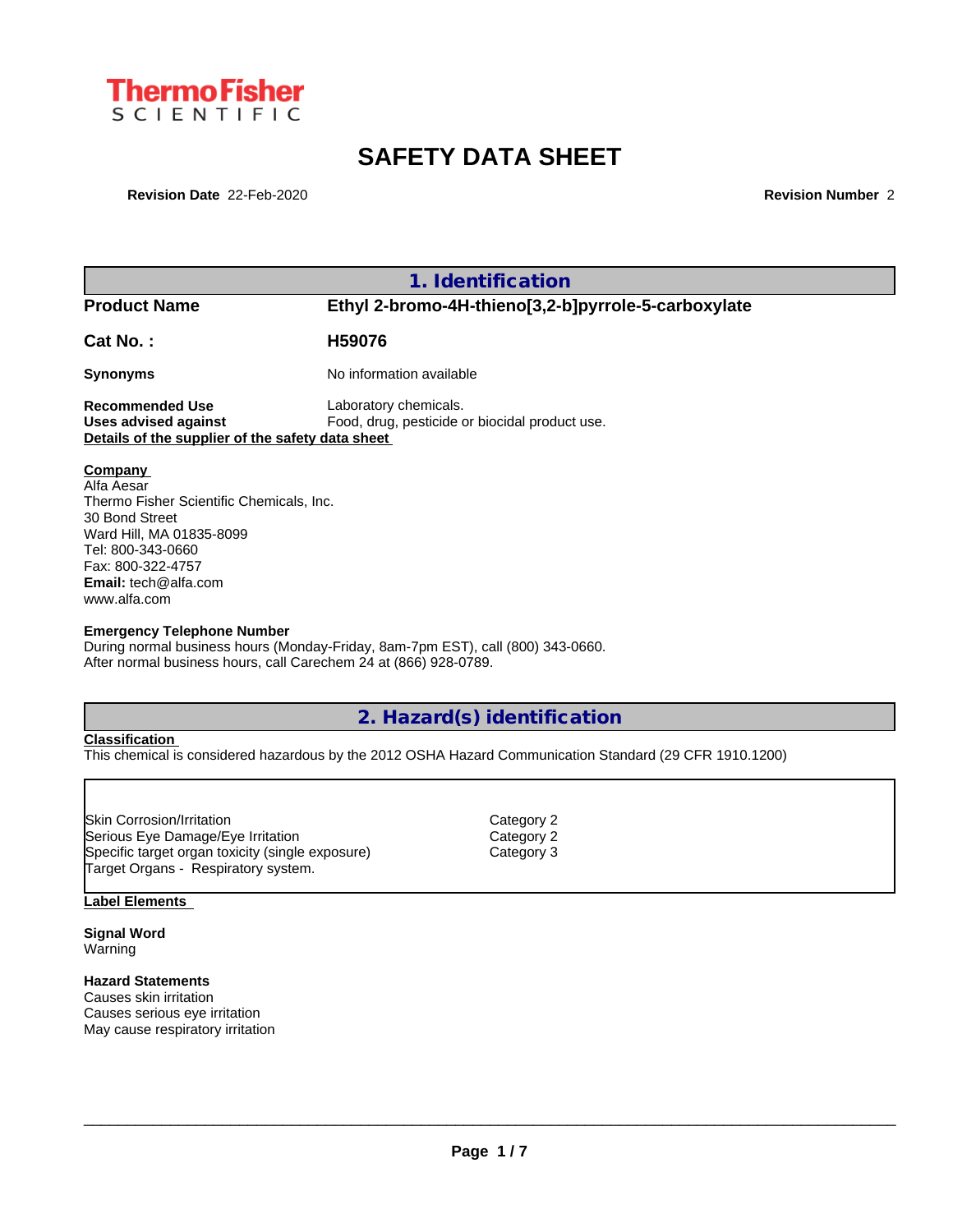Thermo Fisher SCIENTIFIC

# SAFETY DATA SHEET

**Revision Date** 22-Feb-2020 **Revision Number** 2

## 1. Identification

| | |
|---|---|
| **Product Name** | **Ethyl 2-bromo-4H-thieno[3,2-b]pyrrole-5-carboxylate** |
| **Cat No. :** | **H59076** |
| **Synonyms** | No information available |
| **Recommended Use** | Laboratory chemicals. |
| **Uses advised against** | Food, drug, pesticide or biocidal product use. |

**Details of the supplier of the safety data sheet**

**Company**
Alfa Aesar
Thermo Fisher Scientific Chemicals, Inc.
30 Bond Street
Ward Hill, MA 01835-8099
Tel: 800-343-0660
Fax: 800-322-4757
**Email:** tech@alfa.com
www.alfa.com

**Emergency Telephone Number**
During normal business hours (Monday-Friday, 8am-7pm EST), call (800) 343-0660.
After normal business hours, call Carechem 24 at (866) 928-0789.

## 2. Hazard(s) identification

**Classification**
This chemical is considered hazardous by the 2012 OSHA Hazard Communication Standard (29 CFR 1910.1200)

| | |
|---|---|
| Skin Corrosion/Irritation | Category 2 |
| Serious Eye Damage/Eye Irritation | Category 2 |
| Specific target organ toxicity (single exposure) | Category 3 |
| Target Organs - Respiratory system. | |

**Label Elements**

**Signal Word**
Warning

**Hazard Statements**
Causes skin irritation
Causes serious eye irritation
May cause respiratory irritation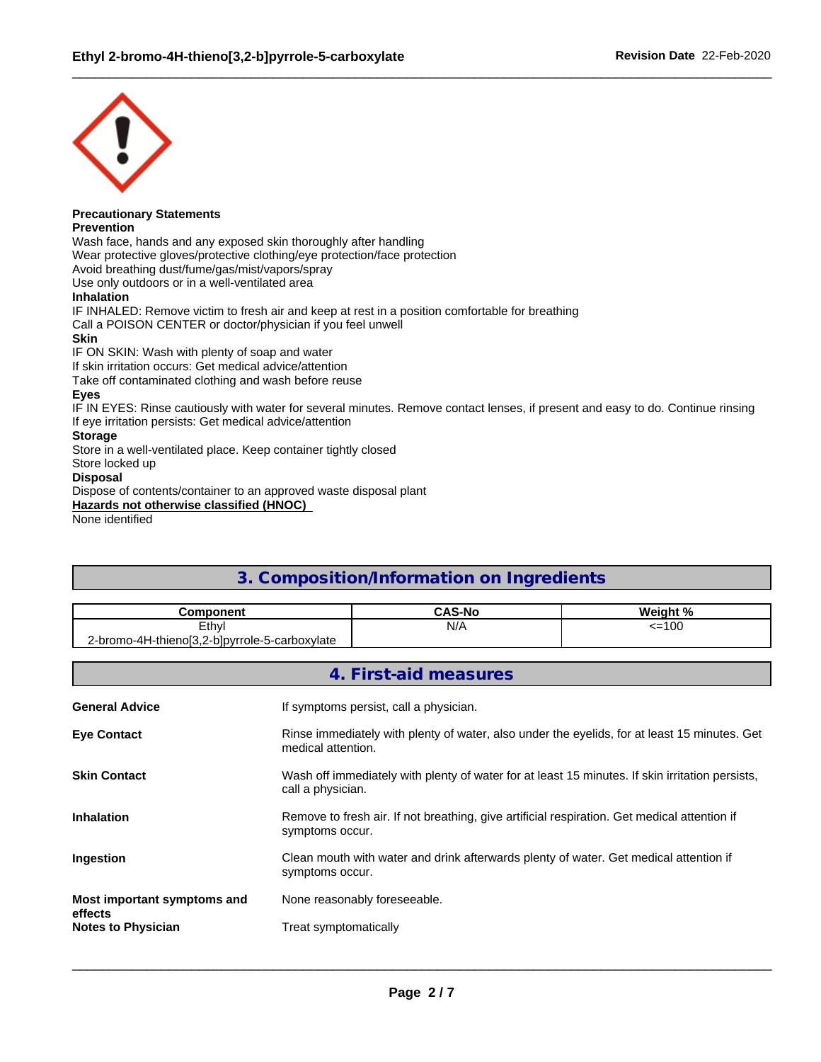**Precautionary Statements**
**Prevention**
Wash face, hands and any exposed skin thoroughly after handling
Wear protective gloves/protective clothing/eye protection/face protection
Avoid breathing dust/fume/gas/mist/vapors/spray
Use only outdoors or in a well-ventilated area
**Inhalation**
IF INHALED: Remove victim to fresh air and keep at rest in a position comfortable for breathing
Call a POISON CENTER or doctor/physician if you feel unwell
**Skin**
IF ON SKIN: Wash with plenty of soap and water
If skin irritation occurs: Get medical advice/attention
Take off contaminated clothing and wash before reuse
**Eyes**
IF IN EYES: Rinse cautiously with water for several minutes. Remove contact lenses, if present and easy to do. Continue rinsing
If eye irritation persists: Get medical advice/attention
**Storage**
Store in a well-ventilated place. Keep container tightly closed
Store locked up
**Disposal**
Dispose of contents/container to an approved waste disposal plant
**Hazards not otherwise classified (HNOC)**
None identified

## 3. Composition/Information on Ingredients

| Component | CAS-No | Weight % |
|---|---|---|
| Ethyl 2-bromo-4H-thieno[3,2-b]pyrrole-5-carboxylate | N/A | <=100 |

## 4. First-aid measures

**General Advice**
If symptoms persist, call a physician.

**Eye Contact**
Rinse immediately with plenty of water, also under the eyelids, for at least 15 minutes. Get medical attention.

**Skin Contact**
Wash off immediately with plenty of water for at least 15 minutes. If skin irritation persists, call a physician.

**Inhalation**
Remove to fresh air. If not breathing, give artificial respiration. Get medical attention if symptoms occur.

**Ingestion**
Clean mouth with water and drink afterwards plenty of water. Get medical attention if symptoms occur.

**Most important symptoms and effects**
None reasonably foreseeable.

**Notes to Physician**
Treat symptomatically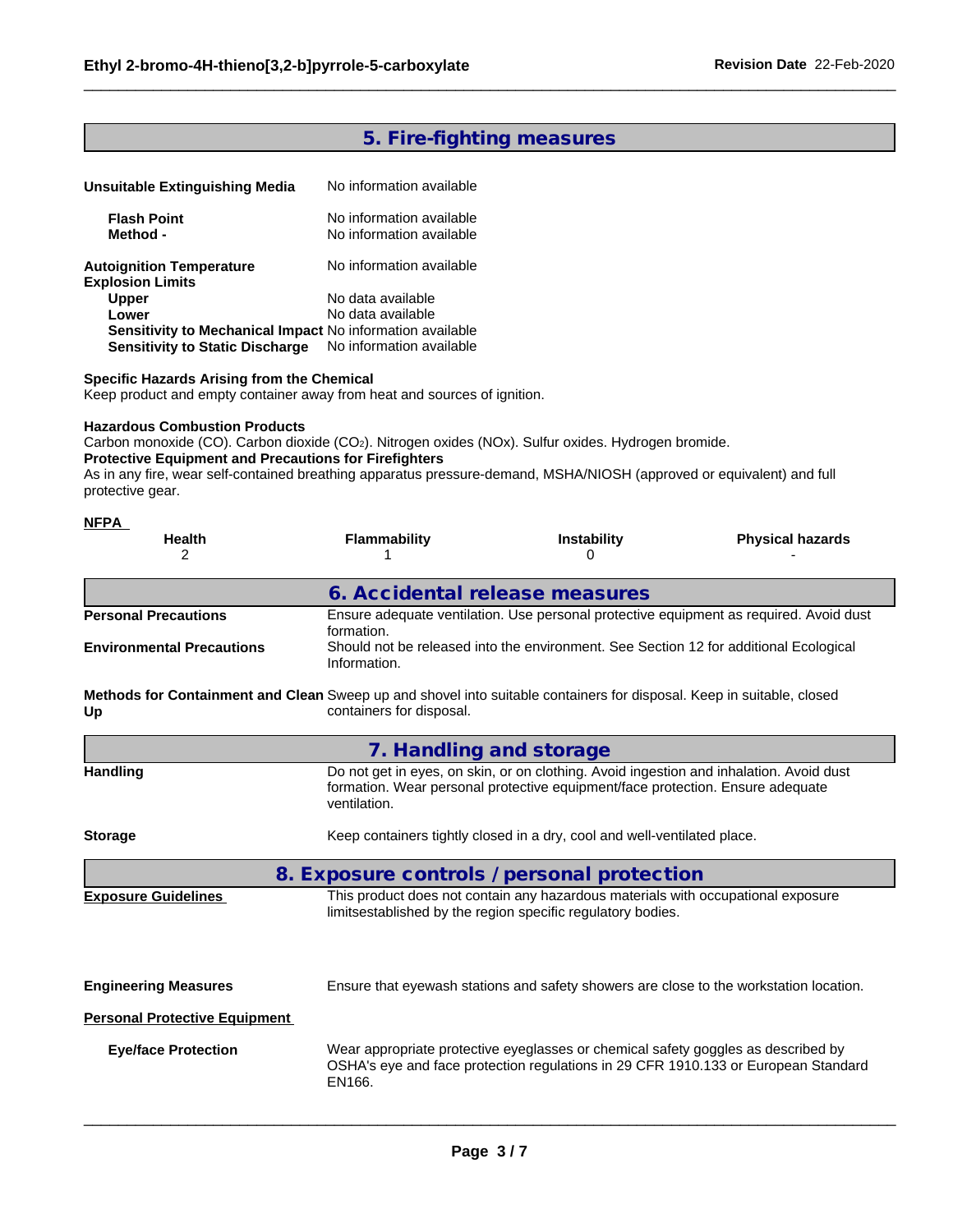## 5. Fire-fighting measures

**Unsuitable Extinguishing Media** No information available

**Flash Point** No information available
**Method -** No information available

**Autoignition Temperature** No information available
**Explosion Limits**
**Upper** No data available
**Lower** No data available
**Sensitivity to Mechanical Impact** No information available
**Sensitivity to Static Discharge** No information available

**Specific Hazards Arising from the Chemical**
Keep product and empty container away from heat and sources of ignition.

**Hazardous Combustion Products**
Carbon monoxide (CO). Carbon dioxide ($CO_2$). Nitrogen oxides (NOx). Sulfur oxides. Hydrogen bromide.
**Protective Equipment and Precautions for Firefighters**
As in any fire, wear self-contained breathing apparatus pressure-demand, MSHA/NIOSH (approved or equivalent) and full protective gear.

**NFPA**

| Health | Flammability | Instability | Physical hazards |
|---|---|---|---|
| 2 | 1 | 0 | - |

## 6. Accidental release measures

**Personal Precautions** Ensure adequate ventilation. Use personal protective equipment as required. Avoid dust formation.

**Environmental Precautions** Should not be released into the environment. See Section 12 for additional Ecological Information.

**Methods for Containment and Clean Up** Sweep up and shovel into suitable containers for disposal. Keep in suitable, closed containers for disposal.

## 7. Handling and storage

**Handling** Do not get in eyes, on skin, or on clothing. Avoid ingestion and inhalation. Avoid dust formation. Wear personal protective equipment/face protection. Ensure adequate ventilation.

**Storage** Keep containers tightly closed in a dry, cool and well-ventilated place.

## 8. Exposure controls / personal protection

**Exposure Guidelines** This product does not contain any hazardous materials with occupational exposure limitsestablished by the region specific regulatory bodies.

**Engineering Measures** Ensure that eyewash stations and safety showers are close to the workstation location.

**Personal Protective Equipment**

**Eye/face Protection** Wear appropriate protective eyeglasses or chemical safety goggles as described by OSHA's eye and face protection regulations in 29 CFR 1910.133 or European Standard EN166.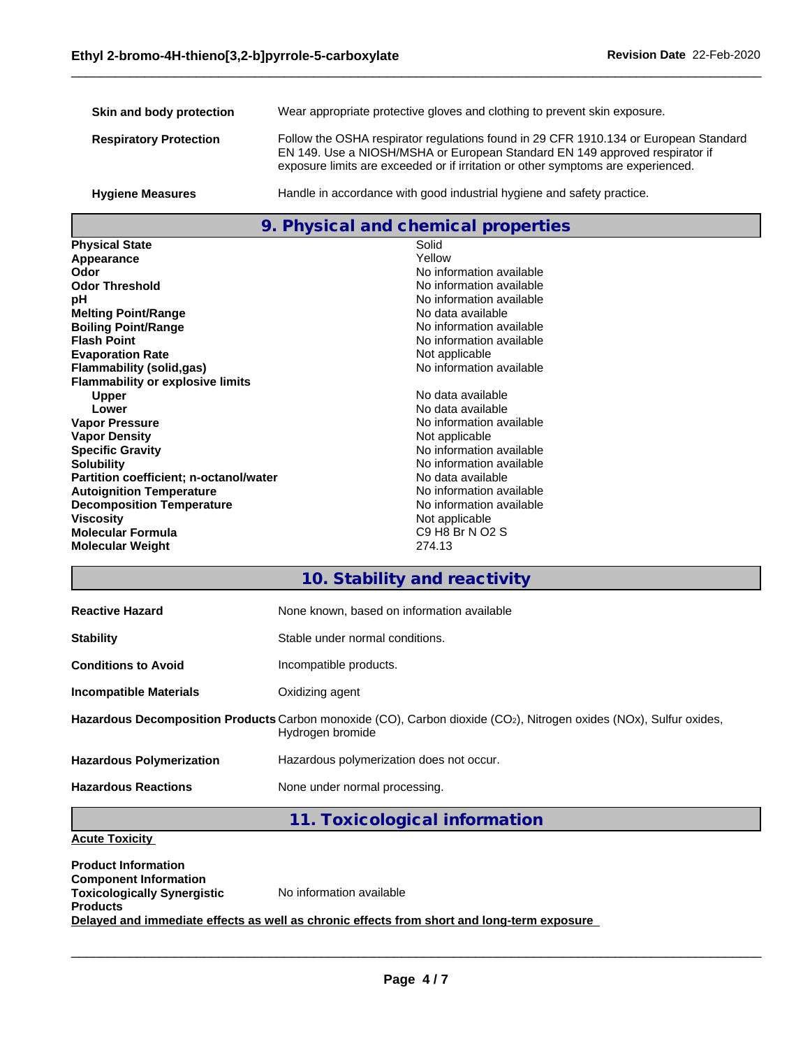| | |
|---|---|
| **Skin and body protection** | Wear appropriate protective gloves and clothing to prevent skin exposure. |
| **Respiratory Protection** | Follow the OSHA respirator regulations found in 29 CFR 1910.134 or European Standard EN 149. Use a NIOSH/MSHA or European Standard EN 149 approved respirator if exposure limits are exceeded or if irritation or other symptoms are experienced. |
| **Hygiene Measures** | Handle in accordance with good industrial hygiene and safety practice. |

## 9. Physical and chemical properties

| | |
|---|---|
| **Physical State** | Solid |
| **Appearance** | Yellow |
| **Odor** | No information available |
| **Odor Threshold** | No information available |
| **pH** | No information available |
| **Melting Point/Range** | No data available |
| **Boiling Point/Range** | No information available |
| **Flash Point** | No information available |
| **Evaporation Rate** | Not applicable |
| **Flammability (solid,gas)** | No information available |
| **Flammability or explosive limits** | |
| **Upper** | No data available |
| **Lower** | No data available |
| **Vapor Pressure** | No information available |
| **Vapor Density** | Not applicable |
| **Specific Gravity** | No information available |
| **Solubility** | No information available |
| **Partition coefficient; n-octanol/water** | No data available |
| **Autoignition Temperature** | No information available |
| **Decomposition Temperature** | No information available |
| **Viscosity** | Not applicable |
| **Molecular Formula** | C9 H8 Br N O2 S |
| **Molecular Weight** | 274.13 |

## 10. Stability and reactivity

| | |
|---|---|
| **Reactive Hazard** | None known, based on information available |
| **Stability** | Stable under normal conditions. |
| **Conditions to Avoid** | Incompatible products. |
| **Incompatible Materials** | Oxidizing agent |
| **Hazardous Decomposition Products** | Carbon monoxide (CO), Carbon dioxide ($CO_2$), Nitrogen oxides (NOx), Sulfur oxides, Hydrogen bromide |
| **Hazardous Polymerization** | Hazardous polymerization does not occur. |
| **Hazardous Reactions** | None under normal processing. |

## 11. Toxicological information

**Acute Toxicity**

**Product Information**
**Component Information**
**Toxicologically Synergistic Products** No information available

**Delayed and immediate effects as well as chronic effects from short and long-term exposure**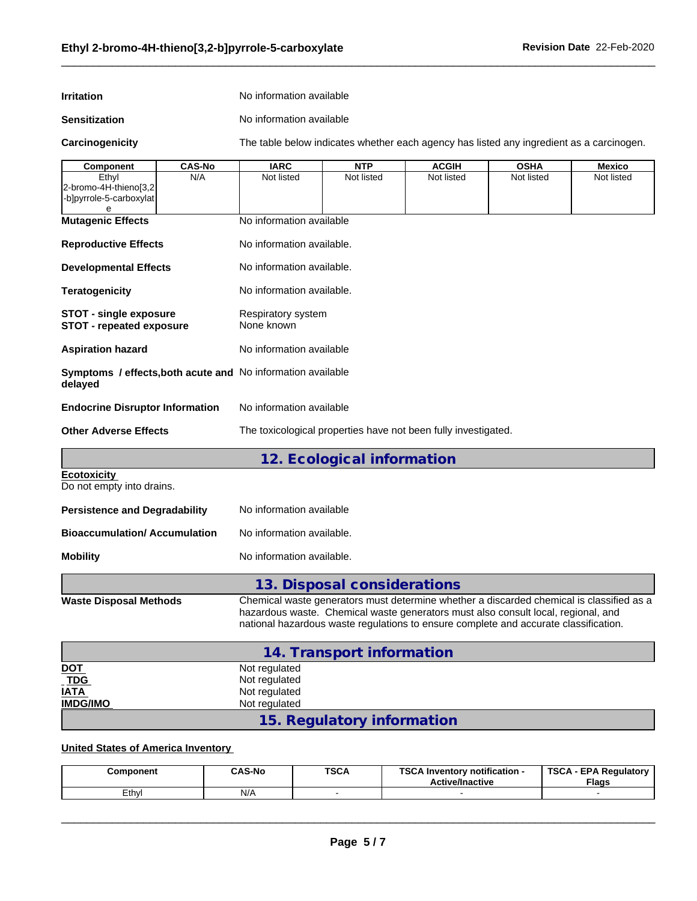**Irritation** No information available

**Sensitization** No information available

**Carcinogenicity** The table below indicates whether each agency has listed any ingredient as a carcinogen.

| Component | CAS-No | IARC | NTP | ACGIH | OSHA | Mexico |
|---|---|---|---|---|---|---|
| Ethyl 2-bromo-4H-thieno[3,2-b]pyrrole-5-carboxylate | N/A | Not listed | Not listed | Not listed | Not listed | Not listed |

**Mutagenic Effects** No information available

**Reproductive Effects** No information available.

**Developmental Effects** No information available.

**Teratogenicity** No information available.

**STOT - single exposure** Respiratory system
**STOT - repeated exposure** None known

**Aspiration hazard** No information available

**Symptoms / effects,both acute and delayed** No information available

**Endocrine Disruptor Information** No information available

**Other Adverse Effects** The toxicological properties have not been fully investigated.

## 12. Ecological information

**Ecotoxicity**
Do not empty into drains.

**Persistence and Degradability** No information available

**Bioaccumulation/ Accumulation** No information available.

**Mobility** No information available.

## 13. Disposal considerations

**Waste Disposal Methods** Chemical waste generators must determine whether a discarded chemical is classified as a hazardous waste. Chemical waste generators must also consult local, regional, and national hazardous waste regulations to ensure complete and accurate classification.

## 14. Transport information

**DOT** Not regulated
**TDG** Not regulated
**IATA** Not regulated
**IMDG/IMO** Not regulated

## 15. Regulatory information

**United States of America Inventory**

| Component | CAS-No | TSCA | TSCA Inventory notification - Active/Inactive | TSCA - EPA Regulatory Flags |
|---|---|---|---|---|
| Ethyl | N/A | - | - | - |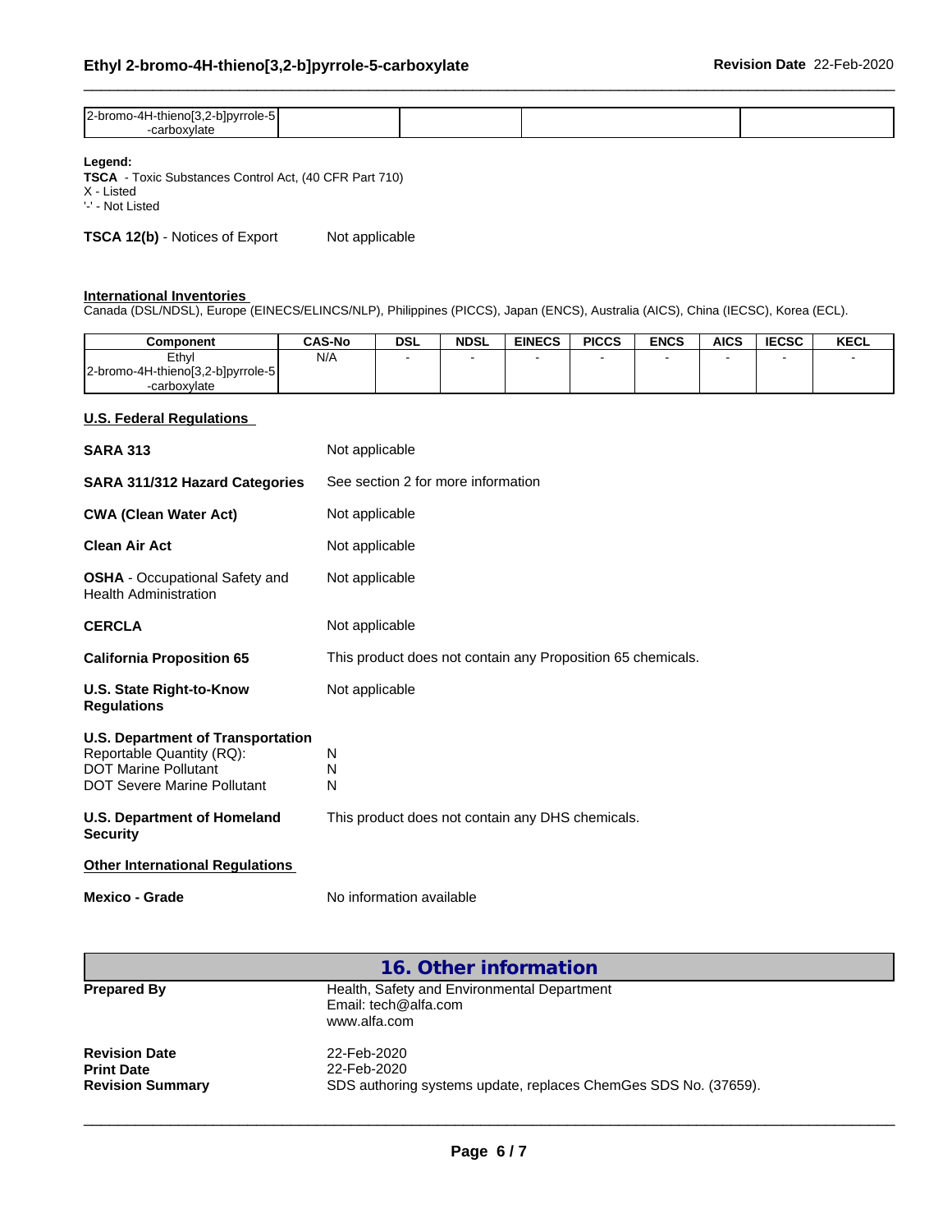| 2-bromo-4H-thieno[3,2-b]pyrrole-5-carboxylate | | | | |
|---|---|---|---|---|

**Legend:**
**TSCA** - Toxic Substances Control Act, (40 CFR Part 710)
X - Listed
'-' - Not Listed

**TSCA 12(b)** - Notices of Export Not applicable

**International Inventories**
Canada (DSL/NDSL), Europe (EINECS/ELINCS/NLP), Philippines (PICCS), Japan (ENCS), Australia (AICS), China (IECSC), Korea (ECL).

| Component | CAS-No | DSL | NDSL | EINECS | PICCS | ENCS | AICS | IECSC | KECL |
|---|---|---|---|---|---|---|---|---|---|
| Ethyl 2-bromo-4H-thieno[3,2-b]pyrrole-5-carboxylate | N/A | - | - | - | - | - | - | - | - |

**U.S. Federal Regulations**

| | |
|---|---|
| **SARA 313** | Not applicable |
| **SARA 311/312 Hazard Categories** | See section 2 for more information |
| **CWA (Clean Water Act)** | Not applicable |
| **Clean Air Act** | Not applicable |
| **OSHA** - Occupational Safety and Health Administration | Not applicable |
| **CERCLA** | Not applicable |
| **California Proposition 65** | This product does not contain any Proposition 65 chemicals. |
| **U.S. State Right-to-Know Regulations** | Not applicable |

**U.S. Department of Transportation**
Reportable Quantity (RQ): N
DOT Marine Pollutant N
DOT Severe Marine Pollutant N

**U.S. Department of Homeland Security** This product does not contain any DHS chemicals.

**Other International Regulations**

**Mexico - Grade** No information available

## 16. Other information

**Prepared By** Health, Safety and Environmental Department
Email: tech@alfa.com
www.alfa.com

**Revision Date** 22-Feb-2020
**Print Date** 22-Feb-2020
**Revision Summary** SDS authoring systems update, replaces ChemGes SDS No. (37659).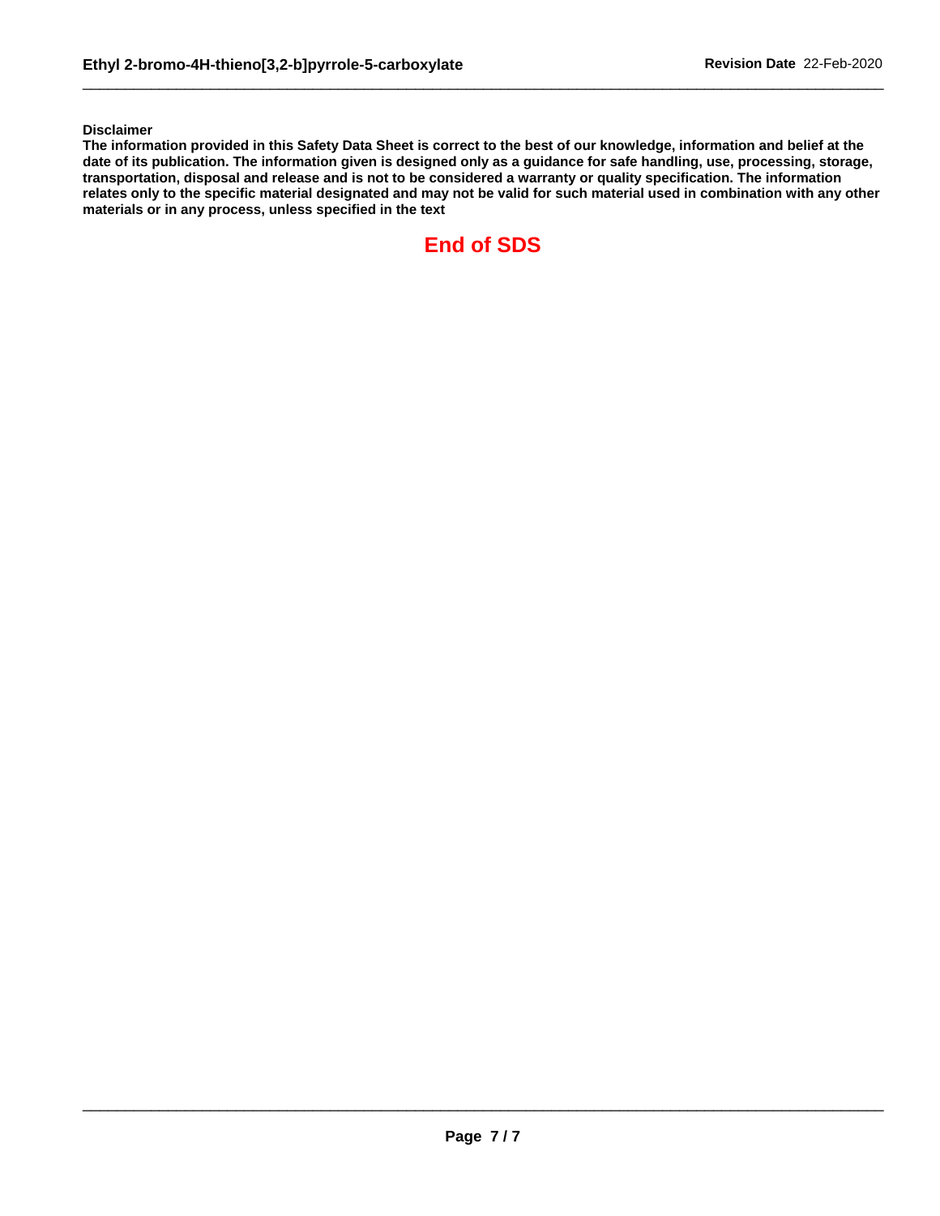**Disclaimer**

**The information provided in this Safety Data Sheet is correct to the best of our knowledge, information and belief at the date of its publication. The information given is designed only as a guidance for safe handling, use, processing, storage, transportation, disposal and release and is not to be considered a warranty or quality specification. The information relates only to the specific material designated and may not be valid for such material used in combination with any other materials or in any process, unless specified in the text**

## End of SDS